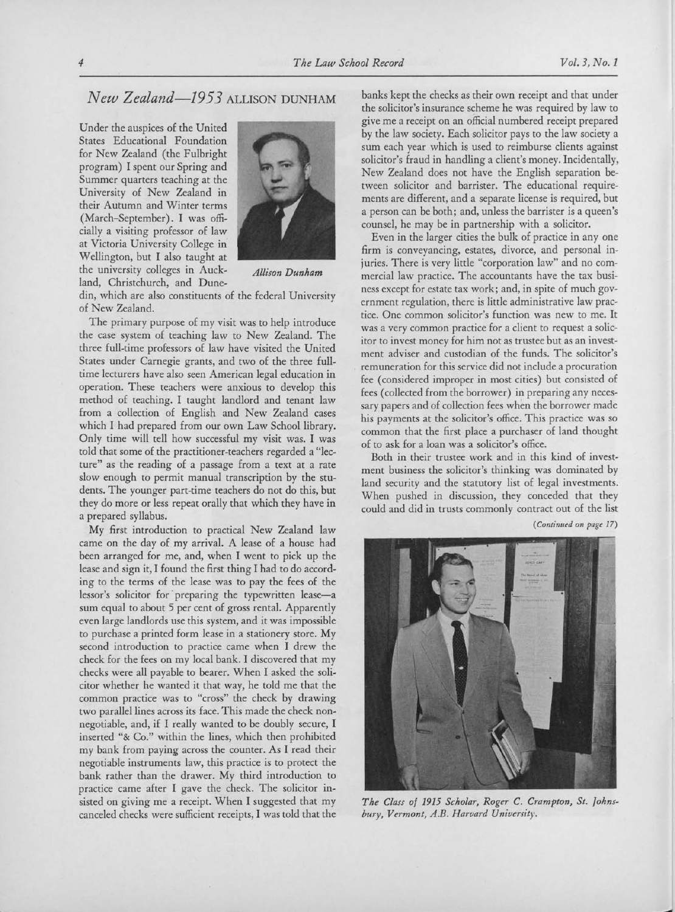## *New Zealand—1953* ALLISON DUNHAM

Under the auspices of the United States Educational Foundation for New Zealand (the Fulbright program) I spent our Spring and Summer quarters teaching at the University of New Zealand in their Autumn and Winter terms (March-September). I was officially a visiting professor of law at Victoria University College in Wellington, but I also taught at the university colleges in Auckland, Christchurch, and Dunedin, which are also constituents of the federal University of New Zealand.

*Allison Dunham*

The primary purpose of my visit was to help introduce the case system of teaching law to New Zealand. The three full-time professors of law have visited the United States under Carnegie grants, and two of the three full-time lecturers have also seen American legal education in operation. These teachers were anxious to develop this method of teaching. I taught landlord and tenant law from a collection of English and New Zealand cases which I had prepared from our own Law School library. Only time will tell how successful my visit was. I was told that some of the practitioner-teachers regarded a "lecture" as the reading of a passage from a text at a rate slow enough to permit manual transcription by the students. The younger part-time teachers do not do this, but they do more or less repeat orally that which they have in a prepared syllabus.

My first introduction to practical New Zealand law came on the day of my arrival. A lease of a house had been arranged for me, and, when I went to pick up the lease and sign it, I found the first thing I had to do according to the terms of the lease was to pay the fees of the lessor's solicitor for preparing the typewritten lease—a sum equal to about 5 per cent of gross rental. Apparently even large landlords use this system, and it was impossible to purchase a printed form lease in a stationery store. My second introduction to practice came when I drew the check for the fees on my local bank. I discovered that my checks were all payable to bearer. When I asked the solicitor whether he wanted it that way, he told me that the common practice was to "cross" the check by drawing two parallel lines across its face. This made the check non-negotiable, and, if I really wanted to be doubly secure, I inserted "& Co." within the lines, which then prohibited my bank from paying across the counter. As I read their negotiable instruments law, this practice is to protect the bank rather than the drawer. My third introduction to practice came after I gave the check. The solicitor insisted on giving me a receipt. When I suggested that my canceled checks were sufficient receipts, I was told that the banks kept the checks as their own receipt and that under the solicitor's insurance scheme he was required by law to give me a receipt on an official numbered receipt prepared by the law society. Each solicitor pays to the law society a sum each year which is used to reimburse clients against solicitor's fraud in handling a client's money. Incidentally, New Zealand does not have the English separation between solicitor and barrister. The educational requirements are different, and a separate license is required, but a person can be both; and, unless the barrister is a queen's counsel, he may be in partnership with a solicitor.

Even in the larger cities the bulk of practice in any one firm is conveyancing, estates, divorce, and personal injuries. There is very little "corporation law" and no commercial law practice. The accountants have the tax business except for estate tax work; and, in spite of much government regulation, there is little administrative law practice. One common solicitor's function was new to me. It was a very common practice for a client to request a solicitor to invest money for him not as trustee but as an investment adviser and custodian of the funds. The solicitor's remuneration for this service did not include a procuration fee (considered improper in most cities) but consisted of fees (collected from the borrower) in preparing any necessary papers and of collection fees when the borrower made his payments at the solicitor's office. This practice was so common that the first place a purchaser of land thought of to ask for a loan was a solicitor's office.

Both in their trustee work and in this kind of investment business the solicitor's thinking was dominated by land security and the statutory list of legal investments. When pushed in discussion, they conceded that they could and did in trusts commonly contract out of the list

*(Continued on page 17)*

*The Class of 1915 Scholar, Roger C. Cramptom, St. Johnsbury, Vermont, A.B. Harvard University.*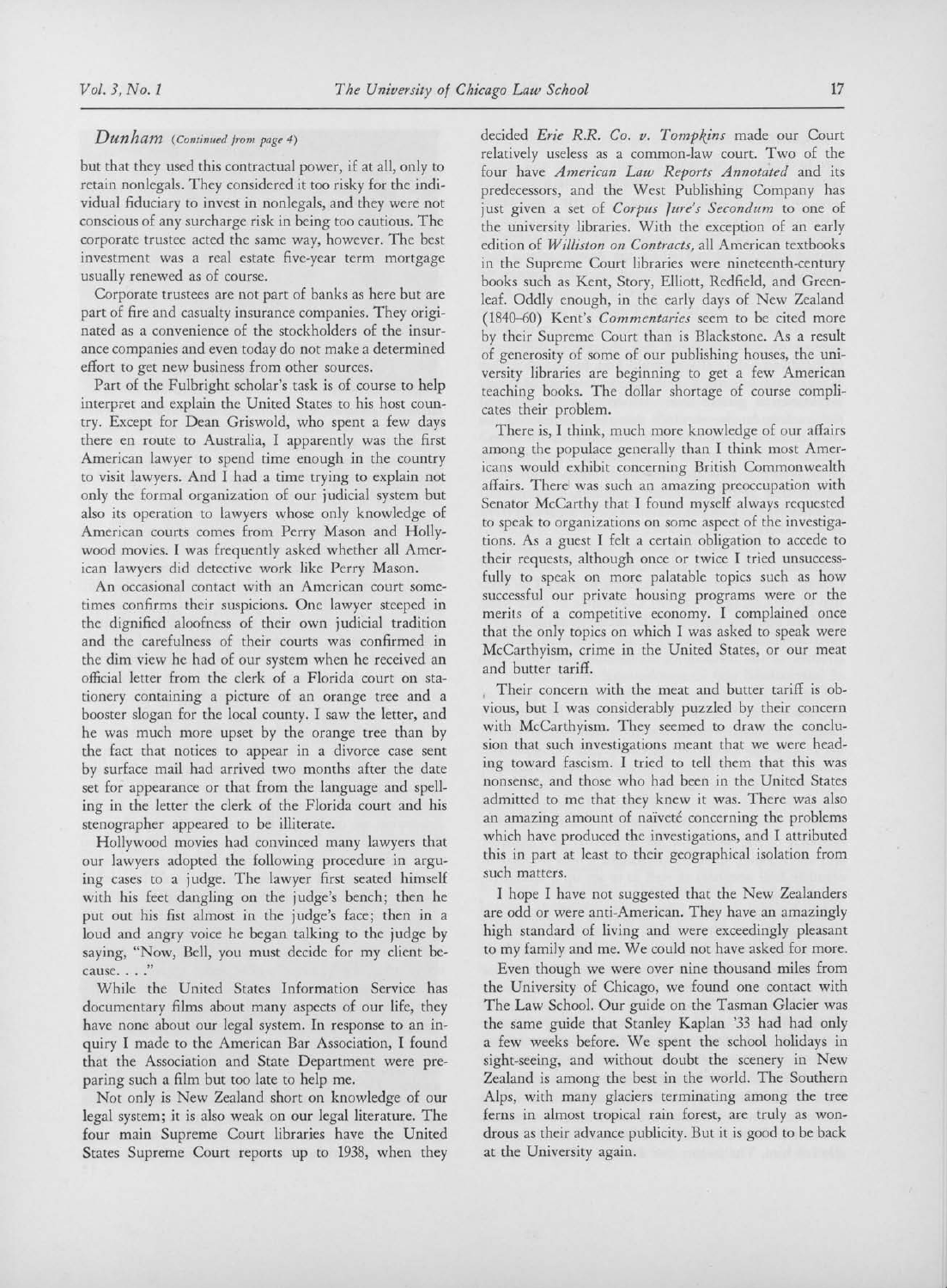*Dunham* (*Continued from page 4*)

but that they used this contractual power, if at all, only to retain nonlegals. They considered it too risky for the individual fiduciary to invest in nonlegals, and they were not conscious of any surcharge risk in being too cautious. The corporate trustee acted the same way, however. The best investment was a real estate five-year term mortgage usually renewed as of course.

Corporate trustees are not part of banks as here but are part of fire and casualty insurance companies. They originated as a convenience of the stockholders of the insurance companies and even today do not make a determined effort to get new business from other sources.

Part of the Fulbright scholar's task is of course to help interpret and explain the United States to his host country. Except for Dean Griswold, who spent a few days there en route to Australia, I apparently was the first American lawyer to spend time enough in the country to visit lawyers. And I had a time trying to explain not only the formal organization of our judicial system but also its operation to lawyers whose only knowledge of American courts comes from Perry Mason and Hollywood movies. I was frequently asked whether all American lawyers did detective work like Perry Mason.

An occasional contact with an American court sometimes confirms their suspicions. One lawyer steeped in the dignified aloofness of their own judicial tradition and the carefulness of their courts was confirmed in the dim view he had of our system when he received an official letter from the clerk of a Florida court on stationery containing a picture of an orange tree and a booster slogan for the local county. I saw the letter, and he was much more upset by the orange tree than by the fact that notices to appear in a divorce case sent by surface mail had arrived two months after the date set for appearance or that from the language and spelling in the letter the clerk of the Florida court and his stenographer appeared to be illiterate.

Hollywood movies had convinced many lawyers that our lawyers adopted the following procedure in arguing cases to a judge. The lawyer first seated himself with his feet dangling on the judge's bench; then he put out his fist almost in the judge's face; then in a loud and angry voice he began talking to the judge by saying, "Now, Bell, you must decide for my client because. . . ."

While the United States Information Service has documentary films about many aspects of our life, they have none about our legal system. In response to an inquiry I made to the American Bar Association, I found that the Association and State Department were preparing such a film but too late to help me.

Not only is New Zealand short on knowledge of our legal system; it is also weak on our legal literature. The four main Supreme Court libraries have the United States Supreme Court reports up to 1938, when they decided *Erie R.R. Co. v. Tompkins* made our Court relatively useless as a common-law court. Two of the four have *American Law Reports Annotated* and its predecessors, and the West Publishing Company has just given a set of *Corpus Jure's Secondum* to one of the university libraries. With the exception of an early edition of *Williston on Contracts,* all American textbooks in the Supreme Court libraries were nineteenth-century books such as Kent, Story, Elliott, Redfield, and Greenleaf. Oddly enough, in the early days of New Zealand (1840–60) Kent's *Commentaries* seem to be cited more by their Supreme Court than is Blackstone. As a result of generosity of some of our publishing houses, the university libraries are beginning to get a few American teaching books. The dollar shortage of course complicates their problem.

There is, I think, much more knowledge of our affairs among the populace generally than I think most Americans would exhibit concerning British Commonwealth affairs. There was such an amazing preoccupation with Senator McCarthy that I found myself always requested to speak to organizations on some aspect of the investigations. As a guest I felt a certain obligation to accede to their requests, although once or twice I tried unsuccessfully to speak on more palatable topics such as how successful our private housing programs were or the merits of a competitive economy. I complained once that the only topics on which I was asked to speak were McCarthyism, crime in the United States, or our meat and butter tariff.

Their concern with the meat and butter tariff is obvious, but I was considerably puzzled by their concern with McCarthyism. They seemed to draw the conclusion that such investigations meant that we were heading toward fascism. I tried to tell them that this was nonsense, and those who had been in the United States admitted to me that they knew it was. There was also an amazing amount of naïveté concerning the problems which have produced the investigations, and I attributed this in part at least to their geographical isolation from such matters.

I hope I have not suggested that the New Zealanders are odd or were anti-American. They have an amazingly high standard of living and were exceedingly pleasant to my family and me. We could not have asked for more.

Even though we were over nine thousand miles from the University of Chicago, we found one contact with The Law School. Our guide on the Tasman Glacier was the same guide that Stanley Kaplan '33 had had only a few weeks before. We spent the school holidays in sight-seeing, and without doubt the scenery in New Zealand is among the best in the world. The Southern Alps, with many glaciers terminating among the tree ferns in almost tropical rain forest, are truly as wondrous as their advance publicity. But it is good to be back at the University again.